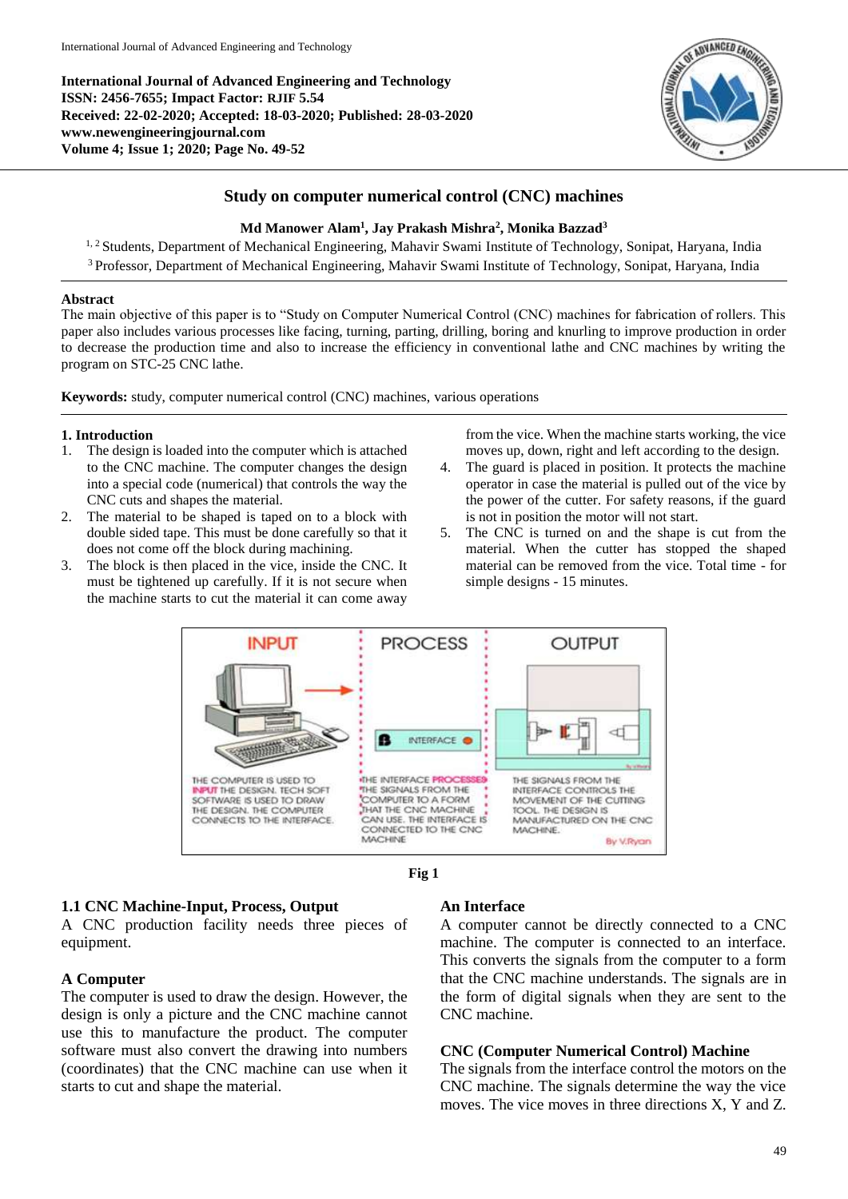International Journal of Advanced Engineering and Technology
ISSN: 2456-7655; Impact Factor: RJIF 5.54
Received: 22-02-2020; Accepted: 18-03-2020; Published: 28-03-2020
www.newengineeringjournal.com
Volume 4; Issue 1; 2020; Page No. 49-52

# Study on computer numerical control (CNC) machines

**Md Manower Alam[1], Jay Prakash Mishra[2], Monika Bazzad[3]**

[1, 2] Students, Department of Mechanical Engineering, Mahavir Swami Institute of Technology, Sonipat, Haryana, India
[3] Professor, Department of Mechanical Engineering, Mahavir Swami Institute of Technology, Sonipat, Haryana, India

## Abstract

The main objective of this paper is to "Study on Computer Numerical Control (CNC) machines for fabrication of rollers. This paper also includes various processes like facing, turning, parting, drilling, boring and knurling to improve production in order to decrease the production time and also to increase the efficiency in conventional lathe and CNC machines by writing the program on STC-25 CNC lathe.

**Keywords:** study, computer numerical control (CNC) machines, various operations

## 1. Introduction

1. The design is loaded into the computer which is attached to the CNC machine. The computer changes the design into a special code (numerical) that controls the way the CNC cuts and shapes the material.
2. The material to be shaped is taped on to a block with double sided tape. This must be done carefully so that it does not come off the block during machining.
3. The block is then placed in the vice, inside the CNC. It must be tightened up carefully. If it is not secure when the machine starts to cut the material it can come away from the vice. When the machine starts working, the vice moves up, down, right and left according to the design.
4. The guard is placed in position. It protects the machine operator in case the material is pulled out of the vice by the power of the cutter. For safety reasons, if the guard is not in position the motor will not start.
5. The CNC is turned on and the shape is cut from the material. When the cutter has stopped the shaped material can be removed from the vice. Total time - for simple designs - 15 minutes.

INPUT | PROCESS | OUTPUT

THE COMPUTER IS USED TO INPUT THE DESIGN. TECH SOFT SOFTWARE IS USED TO DRAW THE DESIGN. THE COMPUTER CONNECTS TO THE INTERFACE.

THE INTERFACE PROCESSES THE SIGNALS FROM THE COMPUTER TO A FORM THAT THE CNC MACHINE CAN USE. THE INTERFACE IS CONNECTED TO THE CNC MACHINE

THE SIGNALS FROM THE INTERFACE CONTROLS THE MOVEMENT OF THE CUTTING TOOL. THE DESIGN IS MANUFACTURED ON THE CNC MACHINE.

By V.Ryan

**Fig 1**

### 1.1 CNC Machine-Input, Process, Output

A CNC production facility needs three pieces of equipment.

#### A Computer

The computer is used to draw the design. However, the design is only a picture and the CNC machine cannot use this to manufacture the product. The computer software must also convert the drawing into numbers (coordinates) that the CNC machine can use when it starts to cut and shape the material.

#### An Interface

A computer cannot be directly connected to a CNC machine. The computer is connected to an interface. This converts the signals from the computer to a form that the CNC machine understands. The signals are in the form of digital signals when they are sent to the CNC machine.

#### CNC (Computer Numerical Control) Machine

The signals from the interface control the motors on the CNC machine. The signals determine the way the vice moves. The vice moves in three directions X, Y and Z.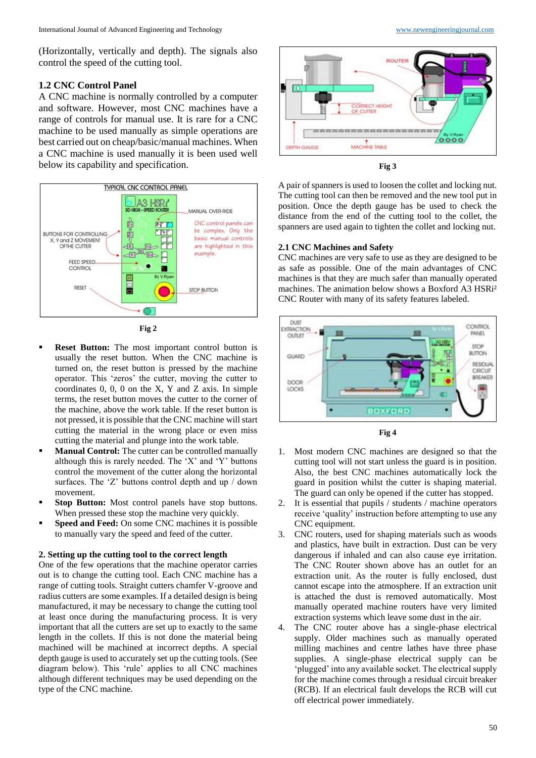(Horizontally, vertically and depth). The signals also control the speed of the cutting tool.

### 1.2 CNC Control Panel

A CNC machine is normally controlled by a computer and software. However, most CNC machines have a range of controls for manual use. It is rare for a CNC machine to be used manually as simple operations are best carried out on cheap/basic/manual machines. When a CNC machine is used manually it is been used well below its capability and specification.

Fig 2

- **Reset Button:** The most important control button is usually the reset button. When the CNC machine is turned on, the reset button is pressed by the machine operator. This 'zeros' the cutter, moving the cutter to coordinates 0, 0, 0 on the X, Y and Z axis. In simple terms, the reset button moves the cutter to the corner of the machine, above the work table. If the reset button is not pressed, it is possible that the CNC machine will start cutting the material in the wrong place or even miss cutting the material and plunge into the work table.
- **Manual Control:** The cutter can be controlled manually although this is rarely needed. The 'X' and 'Y' buttons control the movement of the cutter along the horizontal surfaces. The 'Z' buttons control depth and up / down movement.
- **Stop Button:** Most control panels have stop buttons. When pressed these stop the machine very quickly.
- **Speed and Feed:** On some CNC machines it is possible to manually vary the speed and feed of the cutter.

## 2. Setting up the cutting tool to the correct length

One of the few operations that the machine operator carries out is to change the cutting tool. Each CNC machine has a range of cutting tools. Straight cutters chamfer V-groove and radius cutters are some examples. If a detailed design is being manufactured, it may be necessary to change the cutting tool at least once during the manufacturing process. It is very important that all the cutters are set up to exactly to the same length in the collets. If this is not done the material being machined will be machined at incorrect depths. A special depth gauge is used to accurately set up the cutting tools. (See diagram below). This 'rule' applies to all CNC machines although different techniques may be used depending on the type of the CNC machine.

Fig 3

A pair of spanners is used to loosen the collet and locking nut. The cutting tool can then be removed and the new tool put in position. Once the depth gauge has be used to check the distance from the end of the cutting tool to the collet, the spanners are used again to tighten the collet and locking nut.

### 2.1 CNC Machines and Safety

CNC machines are very safe to use as they are designed to be as safe as possible. One of the main advantages of CNC machines is that they are much safer than manually operated machines. The animation below shows a Boxford A3 HSRi² CNC Router with many of its safety features labeled.

Fig 4

1. Most modern CNC machines are designed so that the cutting tool will not start unless the guard is in position. Also, the best CNC machines automatically lock the guard in position whilst the cutter is shaping material. The guard can only be opened if the cutter has stopped.
2. It is essential that pupils / students / machine operators receive 'quality' instruction before attempting to use any CNC equipment.
3. CNC routers, used for shaping materials such as woods and plastics, have built in extraction. Dust can be very dangerous if inhaled and can also cause eye irritation. The CNC Router shown above has an outlet for an extraction unit. As the router is fully enclosed, dust cannot escape into the atmosphere. If an extraction unit is attached the dust is removed automatically. Most manually operated machine routers have very limited extraction systems which leave some dust in the air.
4. The CNC router above has a single-phase electrical supply. Older machines such as manually operated milling machines and centre lathes have three phase supplies. A single-phase electrical supply can be 'plugged' into any available socket. The electrical supply for the machine comes through a residual circuit breaker (RCB). If an electrical fault develops the RCB will cut off electrical power immediately.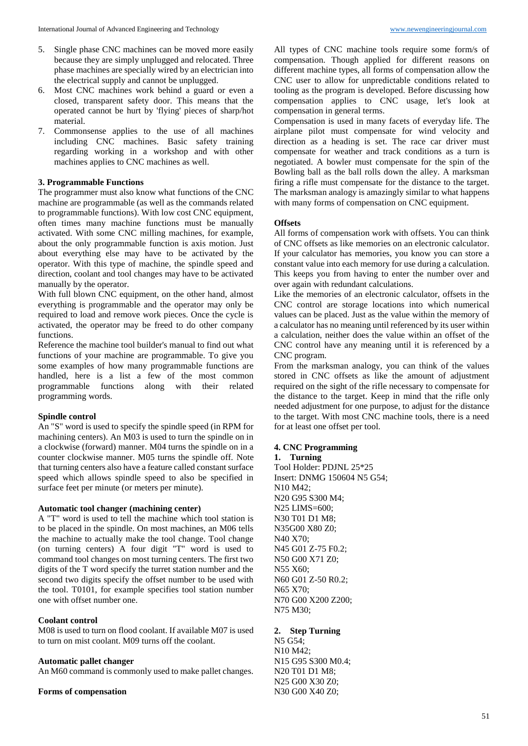5. Single phase CNC machines can be moved more easily because they are simply unplugged and relocated. Three phase machines are specially wired by an electrician into the electrical supply and cannot be unplugged.
6. Most CNC machines work behind a guard or even a closed, transparent safety door. This means that the operated cannot be hurt by 'flying' pieces of sharp/hot material.
7. Commonsense applies to the use of all machines including CNC machines. Basic safety training regarding working in a workshop and with other machines applies to CNC machines as well.

### 3. Programmable Functions

The programmer must also know what functions of the CNC machine are programmable (as well as the commands related to programmable functions). With low cost CNC equipment, often times many machine functions must be manually activated. With some CNC milling machines, for example, about the only programmable function is axis motion. Just about everything else may have to be activated by the operator. With this type of machine, the spindle speed and direction, coolant and tool changes may have to be activated manually by the operator.

With full blown CNC equipment, on the other hand, almost everything is programmable and the operator may only be required to load and remove work pieces. Once the cycle is activated, the operator may be freed to do other company functions.

Reference the machine tool builder's manual to find out what functions of your machine are programmable. To give you some examples of how many programmable functions are handled, here is a list a few of the most common programmable functions along with their related programming words.

**Spindle control**

An "S" word is used to specify the spindle speed (in RPM for machining centers). An M03 is used to turn the spindle on in a clockwise (forward) manner. M04 turns the spindle on in a counter clockwise manner. M05 turns the spindle off. Note that turning centers also have a feature called constant surface speed which allows spindle speed to also be specified in surface feet per minute (or meters per minute).

**Automatic tool changer (machining center)**

A "T" word is used to tell the machine which tool station is to be placed in the spindle. On most machines, an M06 tells the machine to actually make the tool change. Tool change (on turning centers) A four digit "T" word is used to command tool changes on most turning centers. The first two digits of the T word specify the turret station number and the second two digits specify the offset number to be used with the tool. T0101, for example specifies tool station number one with offset number one.

**Coolant control**

M08 is used to turn on flood coolant. If available M07 is used to turn on mist coolant. M09 turns off the coolant.

**Automatic pallet changer**

An M60 command is commonly used to make pallet changes.

**Forms of compensation**

All types of CNC machine tools require some form/s of compensation. Though applied for different reasons on different machine types, all forms of compensation allow the CNC user to allow for unpredictable conditions related to tooling as the program is developed. Before discussing how compensation applies to CNC usage, let's look at compensation in general terms.

Compensation is used in many facets of everyday life. The airplane pilot must compensate for wind velocity and direction as a heading is set. The race car driver must compensate for weather and track conditions as a turn is negotiated. A bowler must compensate for the spin of the Bowling ball as the ball rolls down the alley. A marksman firing a rifle must compensate for the distance to the target. The marksman analogy is amazingly similar to what happens with many forms of compensation on CNC equipment.

**Offsets**

All forms of compensation work with offsets. You can think of CNC offsets as like memories on an electronic calculator. If your calculator has memories, you know you can store a constant value into each memory for use during a calculation. This keeps you from having to enter the number over and over again with redundant calculations.

Like the memories of an electronic calculator, offsets in the CNC control are storage locations into which numerical values can be placed. Just as the value within the memory of a calculator has no meaning until referenced by its user within a calculation, neither does the value within an offset of the CNC control have any meaning until it is referenced by a CNC program.

From the marksman analogy, you can think of the values stored in CNC offsets as like the amount of adjustment required on the sight of the rifle necessary to compensate for the distance to the target. Keep in mind that the rifle only needed adjustment for one purpose, to adjust for the distance to the target. With most CNC machine tools, there is a need for at least one offset per tool.

### 4. CNC Programming

**1. Turning**

```
Tool Holder: PDJNL 25*25
Insert: DNMG 150604 N5 G54;
N10 M42;
N20 G95 S300 M4;
N25 LIMS=600;
N30 T01 D1 M8;
N35G00 X80 Z0;
N40 X70;
N45 G01 Z-75 F0.2;
N50 G00 X71 Z0;
N55 X60;
N60 G01 Z-50 R0.2;
N65 X70;
N70 G00 X200 Z200;
N75 M30;
```

**2. Step Turning**

```
N5 G54;
N10 M42;
N15 G95 S300 M0.4;
N20 T01 D1 M8;
N25 G00 X30 Z0;
N30 G00 X40 Z0;
```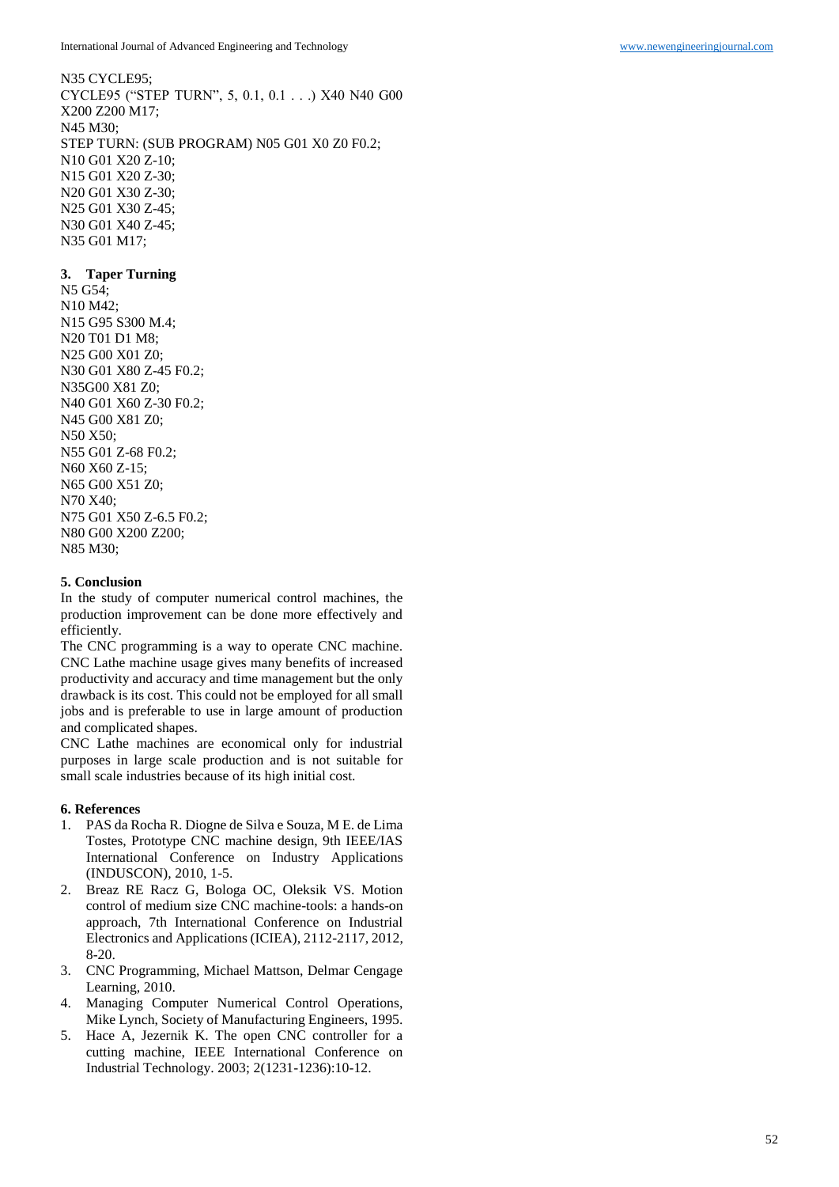N35 CYCLE95;
CYCLE95 ("STEP TURN", 5, 0.1, 0.1 . . .) X40 N40 G00 X200 Z200 M17;
N45 M30;
STEP TURN: (SUB PROGRAM) N05 G01 X0 Z0 F0.2;
N10 G01 X20 Z-10;
N15 G01 X20 Z-30;
N20 G01 X30 Z-30;
N25 G01 X30 Z-45;
N30 G01 X40 Z-45;
N35 G01 M17;

### 3. Taper Turning

```
N5 G54;
N10 M42;
N15 G95 S300 M.4;
N20 T01 D1 M8;
N25 G00 X01 Z0;
N30 G01 X80 Z-45 F0.2;
N35G00 X81 Z0;
N40 G01 X60 Z-30 F0.2;
N45 G00 X81 Z0;
N50 X50;
N55 G01 Z-68 F0.2;
N60 X60 Z-15;
N65 G00 X51 Z0;
N70 X40;
N75 G01 X50 Z-6.5 F0.2;
N80 G00 X200 Z200;
N85 M30;
```

## 5. Conclusion

In the study of computer numerical control machines, the production improvement can be done more effectively and efficiently.

The CNC programming is a way to operate CNC machine. CNC Lathe machine usage gives many benefits of increased productivity and accuracy and time management but the only drawback is its cost. This could not be employed for all small jobs and is preferable to use in large amount of production and complicated shapes.

CNC Lathe machines are economical only for industrial purposes in large scale production and is not suitable for small scale industries because of its high initial cost.

## 6. References

1. PAS da Rocha R. Diogne de Silva e Souza, M E. de Lima Tostes, Prototype CNC machine design, 9th IEEE/IAS International Conference on Industry Applications (INDUSCON), 2010, 1-5.
2. Breaz RE Racz G, Bologa OC, Oleksik VS. Motion control of medium size CNC machine-tools: a hands-on approach, 7th International Conference on Industrial Electronics and Applications (ICIEA), 2112-2117, 2012, 8-20.
3. CNC Programming, Michael Mattson, Delmar Cengage Learning, 2010.
4. Managing Computer Numerical Control Operations, Mike Lynch, Society of Manufacturing Engineers, 1995.
5. Hace A, Jezernik K. The open CNC controller for a cutting machine, IEEE International Conference on Industrial Technology. 2003; 2(1231-1236):10-12.